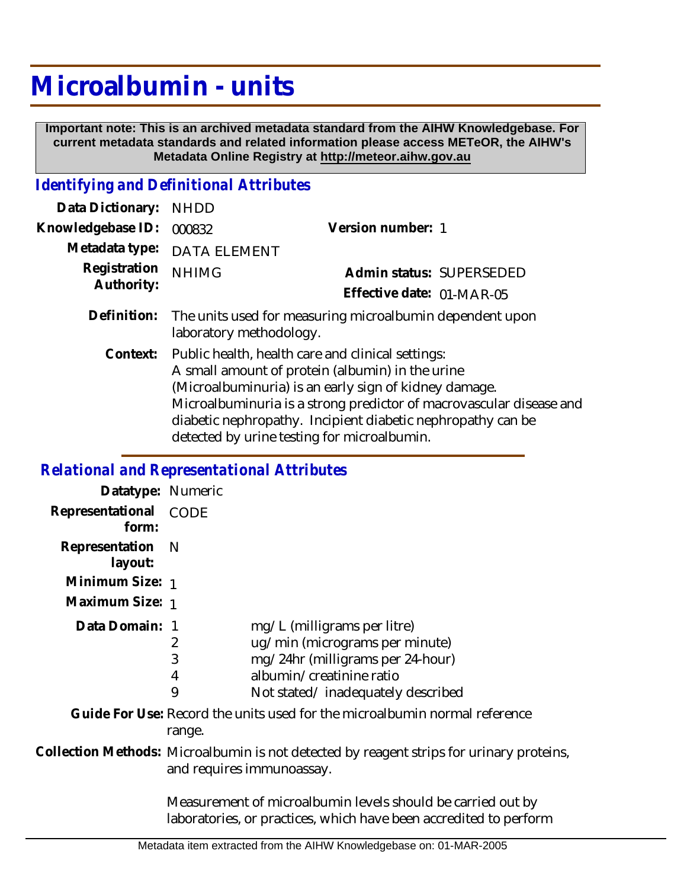# Microalbumin - units

**Important note: This is an archived metadata standard from the AIHW Knowledgebase. For current metadata standards and related information please access METeOR, the AIHW's Metadata Online Registry at http://meteor.aihw.gov.au**

## *Identifying and Definitional Attributes*

| | | | |
|---|---|---|---|
| **Data Dictionary:** | NHDD | | |
| **Knowledgebase ID:** | 000832 | **Version number:** | 1 |
| **Metadata type:** | DATA ELEMENT | | |
| **Registration Authority:** | NHIMG | **Admin status:** | SUPERSEDED |
| | | **Effective date:** | 01-MAR-05 |

**Definition:** The units used for measuring microalbumin dependent upon laboratory methodology.

**Context:** Public health, health care and clinical settings:
A small amount of protein (albumin) in the urine (Microalbuminuria) is an early sign of kidney damage. Microalbuminuria is a strong predictor of macrovascular disease and diabetic nephropathy. Incipient diabetic nephropathy can be detected by urine testing for microalbumin.

## *Relational and Representational Attributes*

**Datatype:** Numeric

**Representational form:** CODE

**Representation layout:** N

**Minimum Size:** 1

**Maximum Size:** 1

**Data Domain:**

| | |
|---|---|
| 1 | mg/L (milligrams per litre) |
| 2 | ug/min (micrograms per minute) |
| 3 | mg/24hr (milligrams per 24-hour) |
| 4 | albumin/creatinine ratio |
| 9 | Not stated/ inadequately described |

**Guide For Use:** Record the units used for the microalbumin normal reference range.

**Collection Methods:** Microalbumin is not detected by reagent strips for urinary proteins, and requires immunoassay.

Measurement of microalbumin levels should be carried out by laboratories, or practices, which have been accredited to perform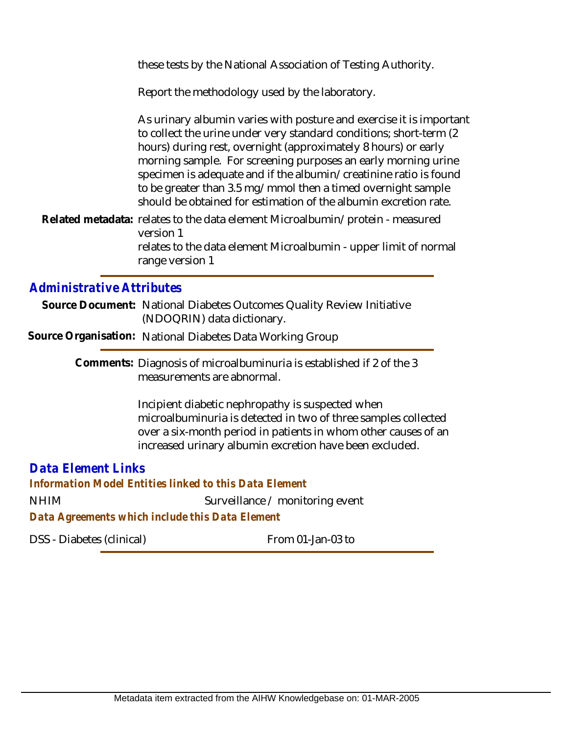these tests by the National Association of Testing Authority.

Report the methodology used by the laboratory.

As urinary albumin varies with posture and exercise it is important to collect the urine under very standard conditions; short-term (2 hours) during rest, overnight (approximately 8 hours) or early morning sample. For screening purposes an early morning urine specimen is adequate and if the albumin/creatinine ratio is found to be greater than 3.5 mg/mmol then a timed overnight sample should be obtained for estimation of the albumin excretion rate.

**Related metadata:** relates to the data element Microalbumin/protein - measured version 1
relates to the data element Microalbumin - upper limit of normal range version 1

## Administrative Attributes

**Source Document:** National Diabetes Outcomes Quality Review Initiative (NDOQRIN) data dictionary.

**Source Organisation:** National Diabetes Data Working Group

**Comments:** Diagnosis of microalbuminuria is established if 2 of the 3 measurements are abnormal.

Incipient diabetic nephropathy is suspected when microalbuminuria is detected in two of three samples collected over a six-month period in patients in whom other causes of an increased urinary albumin excretion have been excluded.

## Data Element Links

### Information Model Entities linked to this Data Element

NHIM Surveillance / monitoring event

### Data Agreements which include this Data Element

DSS - Diabetes (clinical) From 01-Jan-03 to

Metadata item extracted from the AIHW Knowledgebase on: 01-MAR-2005